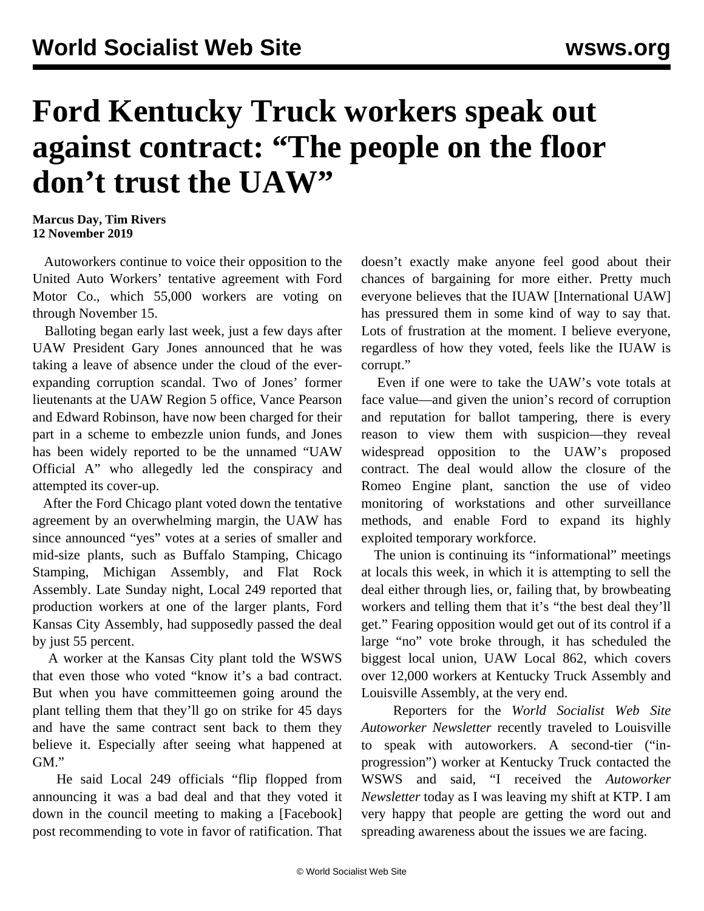# Ford Kentucky Truck workers speak out against contract: "The people on the floor don't trust the UAW"

**Marcus Day, Tim Rivers**
**12 November 2019**

Autoworkers continue to voice their opposition to the United Auto Workers' tentative agreement with Ford Motor Co., which 55,000 workers are voting on through November 15.

Balloting began early last week, just a few days after UAW President Gary Jones announced that he was taking a leave of absence under the cloud of the ever-expanding corruption scandal. Two of Jones' former lieutenants at the UAW Region 5 office, Vance Pearson and Edward Robinson, have now been charged for their part in a scheme to embezzle union funds, and Jones has been widely reported to be the unnamed "UAW Official A" who allegedly led the conspiracy and attempted its cover-up.

After the Ford Chicago plant voted down the tentative agreement by an overwhelming margin, the UAW has since announced "yes" votes at a series of smaller and mid-size plants, such as Buffalo Stamping, Chicago Stamping, Michigan Assembly, and Flat Rock Assembly. Late Sunday night, Local 249 reported that production workers at one of the larger plants, Ford Kansas City Assembly, had supposedly passed the deal by just 55 percent.

A worker at the Kansas City plant told the WSWS that even those who voted "know it's a bad contract. But when you have committeemen going around the plant telling them that they'll go on strike for 45 days and have the same contract sent back to them they believe it. Especially after seeing what happened at GM."

He said Local 249 officials "flip flopped from announcing it was a bad deal and that they voted it down in the council meeting to making a [Facebook] post recommending to vote in favor of ratification. That doesn't exactly make anyone feel good about their chances of bargaining for more either. Pretty much everyone believes that the IUAW [International UAW] has pressured them in some kind of way to say that. Lots of frustration at the moment. I believe everyone, regardless of how they voted, feels like the IUAW is corrupt."

Even if one were to take the UAW's vote totals at face value—and given the union's record of corruption and reputation for ballot tampering, there is every reason to view them with suspicion—they reveal widespread opposition to the UAW's proposed contract. The deal would allow the closure of the Romeo Engine plant, sanction the use of video monitoring of workstations and other surveillance methods, and enable Ford to expand its highly exploited temporary workforce.

The union is continuing its "informational" meetings at locals this week, in which it is attempting to sell the deal either through lies, or, failing that, by browbeating workers and telling them that it's "the best deal they'll get." Fearing opposition would get out of its control if a large "no" vote broke through, it has scheduled the biggest local union, UAW Local 862, which covers over 12,000 workers at Kentucky Truck Assembly and Louisville Assembly, at the very end.

Reporters for the *World Socialist Web Site Autoworker Newsletter* recently traveled to Louisville to speak with autoworkers. A second-tier ("in-progression") worker at Kentucky Truck contacted the WSWS and said, "I received the *Autoworker Newsletter* today as I was leaving my shift at KTP. I am very happy that people are getting the word out and spreading awareness about the issues we are facing.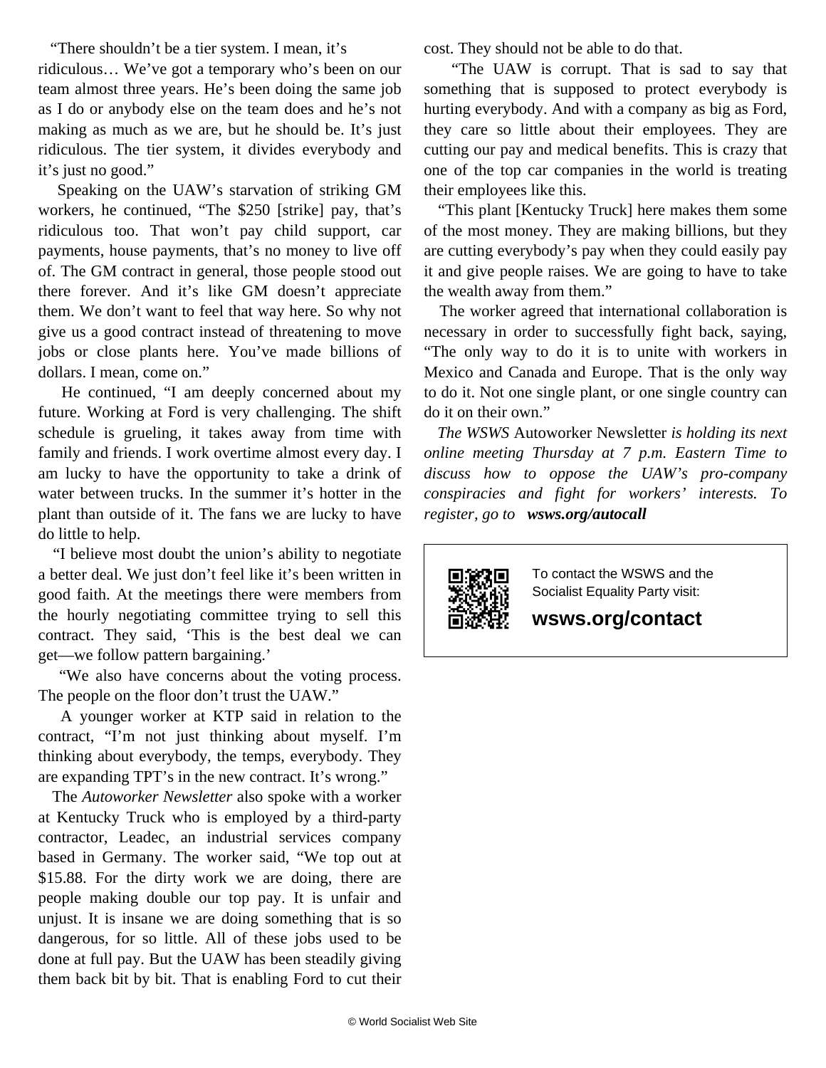"There shouldn't be a tier system. I mean, it's ridiculous… We've got a temporary who's been on our team almost three years. He's been doing the same job as I do or anybody else on the team does and he's not making as much as we are, but he should be. It's just ridiculous. The tier system, it divides everybody and it's just no good."

Speaking on the UAW's starvation of striking GM workers, he continued, "The $250 [strike] pay, that's ridiculous too. That won't pay child support, car payments, house payments, that's no money to live off of. The GM contract in general, those people stood out there forever. And it's like GM doesn't appreciate them. We don't want to feel that way here. So why not give us a good contract instead of threatening to move jobs or close plants here. You've made billions of dollars. I mean, come on."

He continued, "I am deeply concerned about my future. Working at Ford is very challenging. The shift schedule is grueling, it takes away from time with family and friends. I work overtime almost every day. I am lucky to have the opportunity to take a drink of water between trucks. In the summer it's hotter in the plant than outside of it. The fans we are lucky to have do little to help.

"I believe most doubt the union's ability to negotiate a better deal. We just don't feel like it's been written in good faith. At the meetings there were members from the hourly negotiating committee trying to sell this contract. They said, 'This is the best deal we can get—we follow pattern bargaining.'

"We also have concerns about the voting process. The people on the floor don't trust the UAW."

A younger worker at KTP said in relation to the contract, "I'm not just thinking about myself. I'm thinking about everybody, the temps, everybody. They are expanding TPT's in the new contract. It's wrong."

The *Autoworker Newsletter* also spoke with a worker at Kentucky Truck who is employed by a third-party contractor, Leadec, an industrial services company based in Germany. The worker said, "We top out at $15.88. For the dirty work we are doing, there are people making double our top pay. It is unfair and unjust. It is insane we are doing something that is so dangerous, for so little. All of these jobs used to be done at full pay. But the UAW has been steadily giving them back bit by bit. That is enabling Ford to cut their cost. They should not be able to do that.

"The UAW is corrupt. That is sad to say that something that is supposed to protect everybody is hurting everybody. And with a company as big as Ford, they care so little about their employees. They are cutting our pay and medical benefits. This is crazy that one of the top car companies in the world is treating their employees like this.

"This plant [Kentucky Truck] here makes them some of the most money. They are making billions, but they are cutting everybody's pay when they could easily pay it and give people raises. We are going to have to take the wealth away from them."

The worker agreed that international collaboration is necessary in order to successfully fight back, saying, "The only way to do it is to unite with workers in Mexico and Canada and Europe. That is the only way to do it. Not one single plant, or one single country can do it on their own."

*The WSWS* Autoworker Newsletter *is holding its next online meeting Thursday at 7 p.m. Eastern Time to discuss how to oppose the UAW's pro-company conspiracies and fight for workers' interests. To register, go to* ***wsws.org/autocall***

To contact the WSWS and the Socialist Equality Party visit:

**wsws.org/contact**